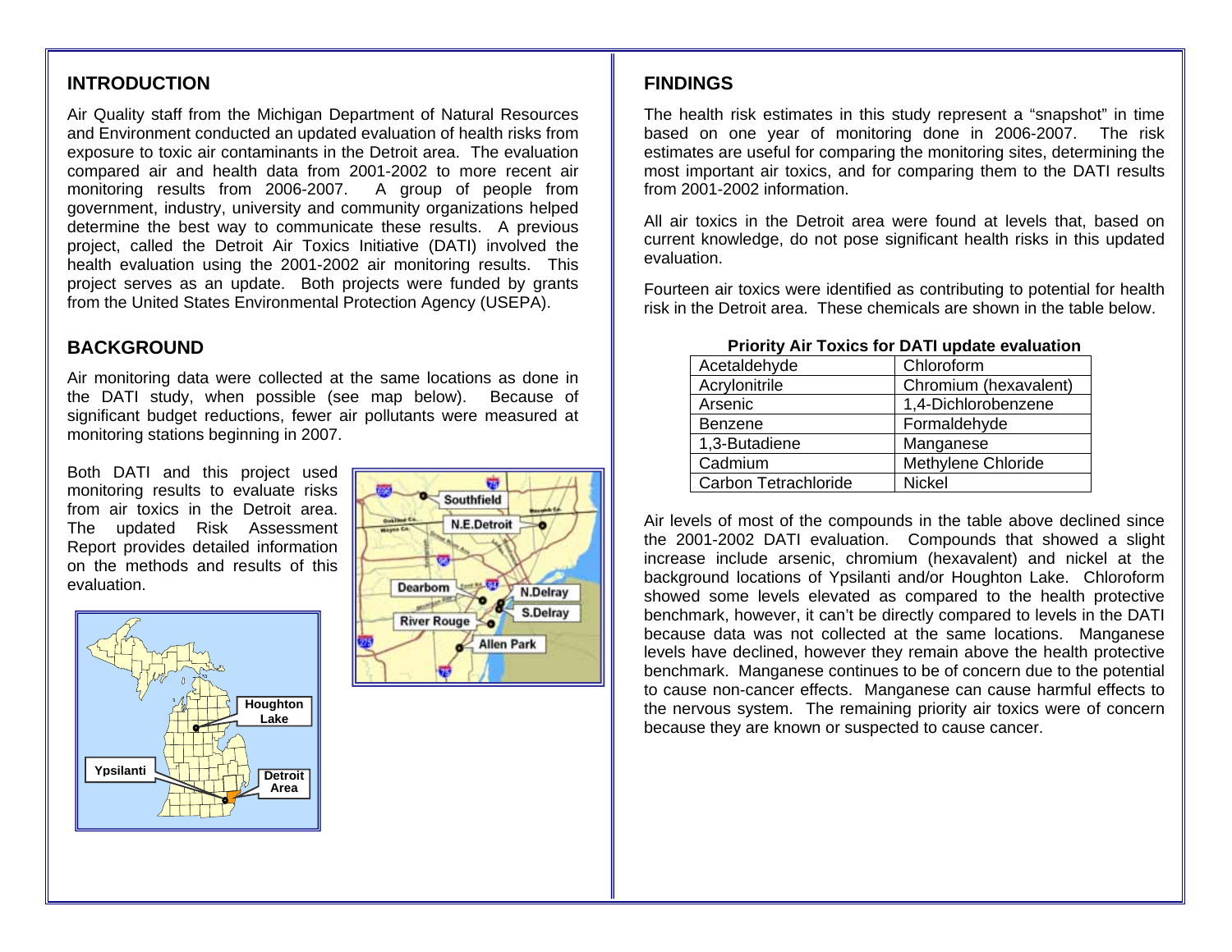## INTRODUCTION

Air Quality staff from the Michigan Department of Natural Resources and Environment conducted an updated evaluation of health risks from exposure to toxic air contaminants in the Detroit area. The evaluation compared air and health data from 2001-2002 to more recent air monitoring results from 2006-2007. A group of people from government, industry, university and community organizations helped determine the best way to communicate these results. A previous project, called the Detroit Air Toxics Initiative (DATI) involved the health evaluation using the 2001-2002 air monitoring results. This project serves as an update. Both projects were funded by grants from the United States Environmental Protection Agency (USEPA).

## BACKGROUND

Air monitoring data were collected at the same locations as done in the DATI study, when possible (see map below). Because of significant budget reductions, fewer air pollutants were measured at monitoring stations beginning in 2007.

Both DATI and this project used monitoring results to evaluate risks from air toxics in the Detroit area. The updated Risk Assessment Report provides detailed information on the methods and results of this evaluation.

## FINDINGS

The health risk estimates in this study represent a "snapshot" in time based on one year of monitoring done in 2006-2007. The risk estimates are useful for comparing the monitoring sites, determining the most important air toxics, and for comparing them to the DATI results from 2001-2002 information.

All air toxics in the Detroit area were found at levels that, based on current knowledge, do not pose significant health risks in this updated evaluation.

Fourteen air toxics were identified as contributing to potential for health risk in the Detroit area. These chemicals are shown in the table below.

**Priority Air Toxics for DATI update evaluation**

| | |
|---|---|
| Acetaldehyde | Chloroform |
| Acrylonitrile | Chromium (hexavalent) |
| Arsenic | 1,4-Dichlorobenzene |
| Benzene | Formaldehyde |
| 1,3-Butadiene | Manganese |
| Cadmium | Methylene Chloride |
| Carbon Tetrachloride | Nickel |

Air levels of most of the compounds in the table above declined since the 2001-2002 DATI evaluation. Compounds that showed a slight increase include arsenic, chromium (hexavalent) and nickel at the background locations of Ypsilanti and/or Houghton Lake. Chloroform showed some levels elevated as compared to the health protective benchmark, however, it can't be directly compared to levels in the DATI because data was not collected at the same locations. Manganese levels have declined, however they remain above the health protective benchmark. Manganese continues to be of concern due to the potential to cause non-cancer effects. Manganese can cause harmful effects to the nervous system. The remaining priority air toxics were of concern because they are known or suspected to cause cancer.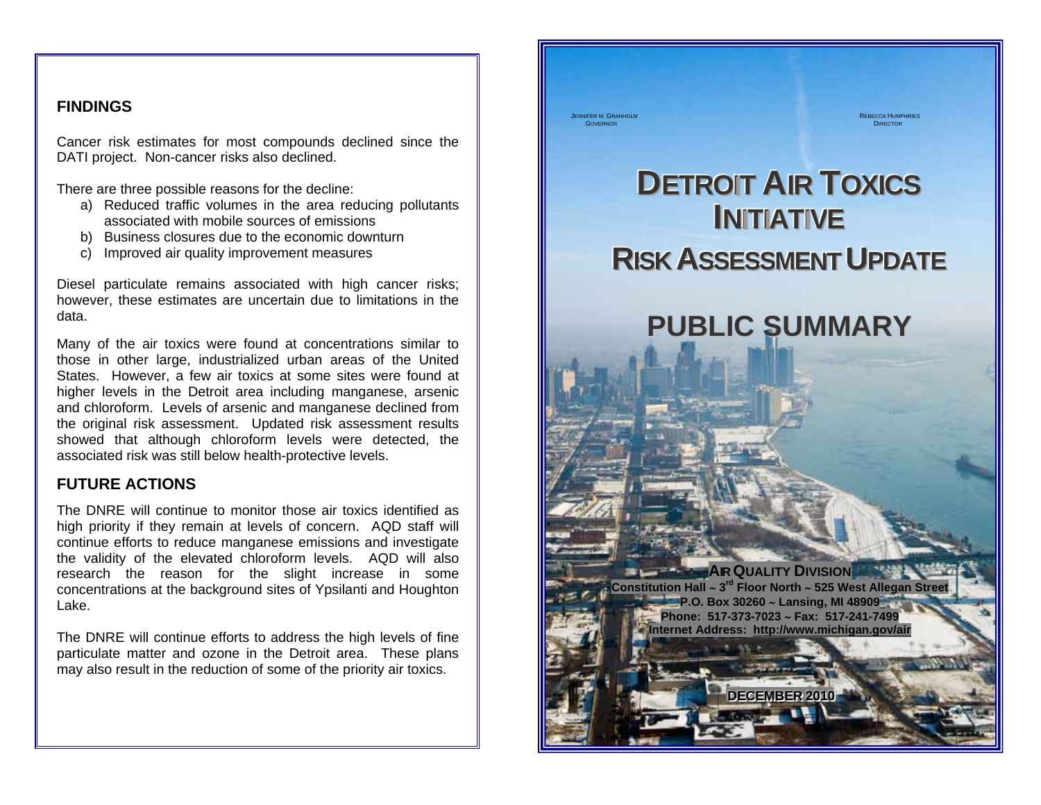## FINDINGS

Cancer risk estimates for most compounds declined since the DATI project. Non-cancer risks also declined.

There are three possible reasons for the decline:

a) Reduced traffic volumes in the area reducing pollutants associated with mobile sources of emissions
b) Business closures due to the economic downturn
c) Improved air quality improvement measures

Diesel particulate remains associated with high cancer risks; however, these estimates are uncertain due to limitations in the data.

Many of the air toxics were found at concentrations similar to those in other large, industrialized urban areas of the United States. However, a few air toxics at some sites were found at higher levels in the Detroit area including manganese, arsenic and chloroform. Levels of arsenic and manganese declined from the original risk assessment. Updated risk assessment results showed that although chloroform levels were detected, the associated risk was still below health-protective levels.

## FUTURE ACTIONS

The DNRE will continue to monitor those air toxics identified as high priority if they remain at levels of concern. AQD staff will continue efforts to reduce manganese emissions and investigate the validity of the elevated chloroform levels. AQD will also research the reason for the slight increase in some concentrations at the background sites of Ypsilanti and Houghton Lake.

The DNRE will continue efforts to address the high levels of fine particulate matter and ozone in the Detroit area. These plans may also result in the reduction of some of the priority air toxics.

JENNIFER M. GRANHOLM
GOVERNOR

REBECCA HUMPHRIES
DIRECTOR

# DETROIT AIR TOXICS INITIATIVE

# RISK ASSESSMENT UPDATE

# PUBLIC SUMMARY

**AIR QUALITY DIVISION**
**Constitution Hall ~ 3rd Floor North ~ 525 West Allegan Street**
**P.O. Box 30260 ~ Lansing, MI 48909**
**Phone: 517-373-7023 ~ Fax: 517-241-7499**
**Internet Address: http://www.michigan.gov/air**

**DECEMBER 2010**